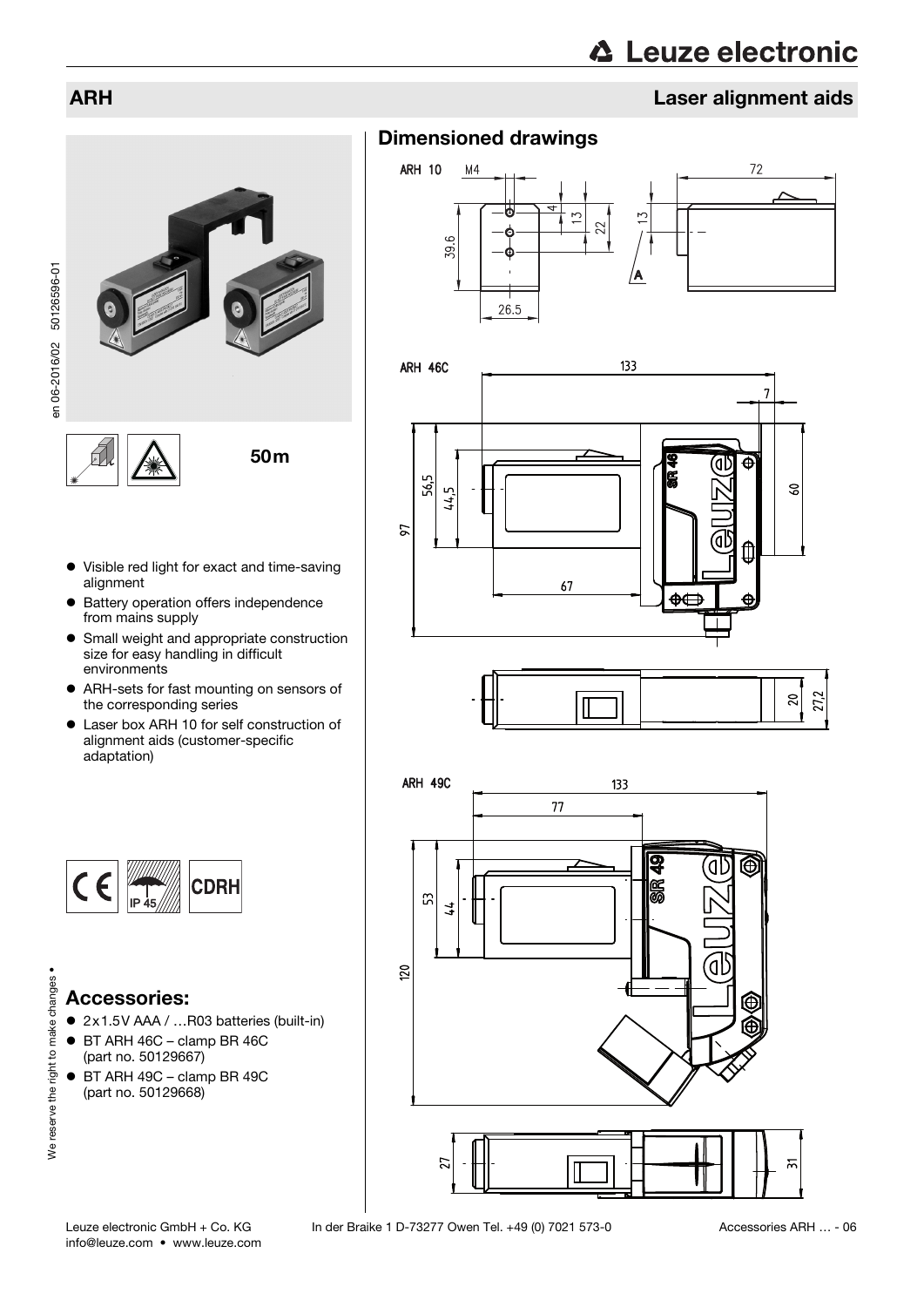# ARH

## Laser alignment aids

50m

- Visible red light for exact and time-saving alignment
- Battery operation offers independence from mains supply
- Small weight and appropriate construction size for easy handling in difficult environments
- ARH-sets for fast mounting on sensors of the corresponding series
- Laser box ARH 10 for self construction of alignment aids (customer-specific adaptation)

IP 45

CDRH

## Accessories:

- 2x1.5V AAA / …R03 batteries (built-in)
- BT ARH 46C – clamp BR 46C (part no. 50129667)
- BT ARH 49C – clamp BR 49C (part no. 50129668)

## Dimensioned drawings

ARH 10

ARH 46C

ARH 49C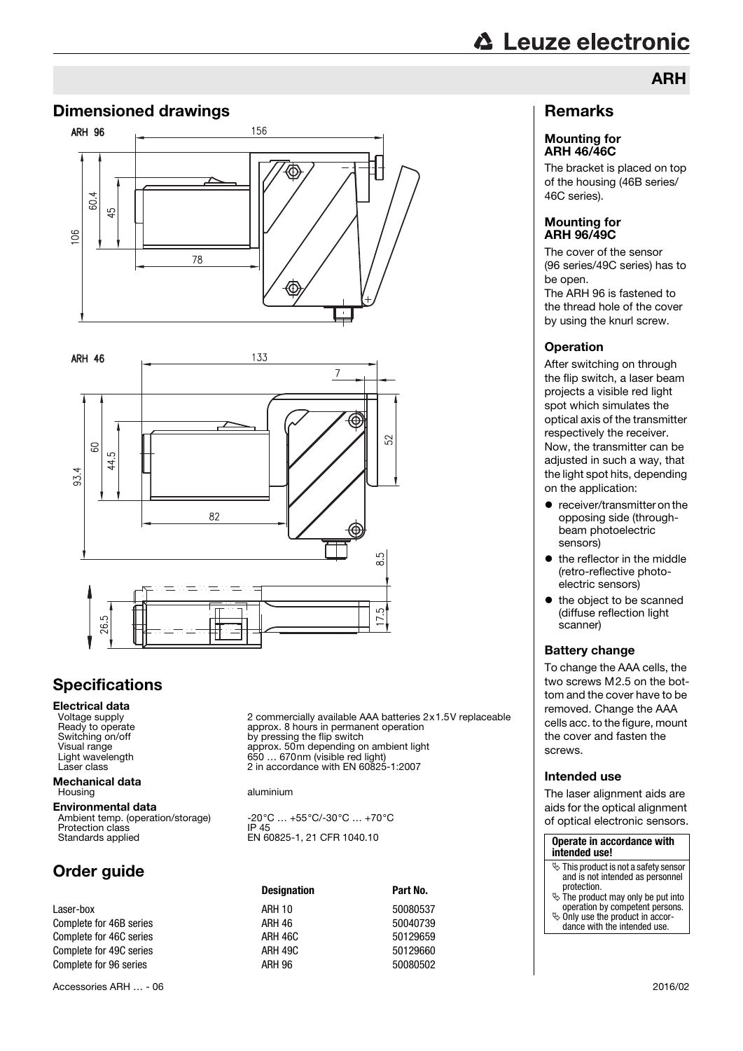## ARH

## Dimensioned drawings

ARH 96

ARH 46

## Specifications

**Electrical data**

| | |
|---|---|
| Voltage supply | 2 commercially available AAA batteries 2x1.5V replaceable |
| Ready to operate | approx. 8 hours in permanent operation |
| Switching on/off | by pressing the flip switch |
| Visual range | approx. 50m depending on ambient light |
| Light wavelength | 650 … 670nm (visible red light) |
| Laser class | 2 in accordance with EN 60825-1:2007 |

**Mechanical data**

| | |
|---|---|
| Housing | aluminium |

**Environmental data**

| | |
|---|---|
| Ambient temp. (operation/storage) | -20°C … +55°C/-30°C … +70°C |
| Protection class | IP 45 |
| Standards applied | EN 60825-1, 21 CFR 1040.10 |

## Order guide

| | Designation | Part No. |
|---|---|---|
| Laser-box | ARH 10 | 50080537 |
| Complete for 46B series | ARH 46 | 50040739 |
| Complete for 46C series | ARH 46C | 50129659 |
| Complete for 49C series | ARH 49C | 50129660 |
| Complete for 96 series | ARH 96 | 50080502 |

## Remarks

#### Mounting for ARH 46/46C

The bracket is placed on top of the housing (46B series/ 46C series).

#### Mounting for ARH 96/49C

The cover of the sensor (96 series/49C series) has to be open.
The ARH 96 is fastened to the thread hole of the cover by using the knurl screw.

#### Operation

After switching on through the flip switch, a laser beam projects a visible red light spot which simulates the optical axis of the transmitter respectively the receiver. Now, the transmitter can be adjusted in such a way, that the light spot hits, depending on the application:

- receiver/transmitter on the opposing side (through-beam photoelectric sensors)
- the reflector in the middle (retro-reflective photoelectric sensors)
- the object to be scanned (diffuse reflection light scanner)

#### Battery change

To change the AAA cells, the two screws M2.5 on the bottom and the cover have to be removed. Change the AAA cells acc. to the figure, mount the cover and fasten the screws.

#### Intended use

The laser alignment aids are aids for the optical alignment of optical electronic sensors.

**Operate in accordance with intended use!**

- This product is not a safety sensor and is not intended as personnel protection.
- The product may only be put into operation by competent persons.
- Only use the product in accordance with the intended use.

Accessories ARH … - 06

2016/02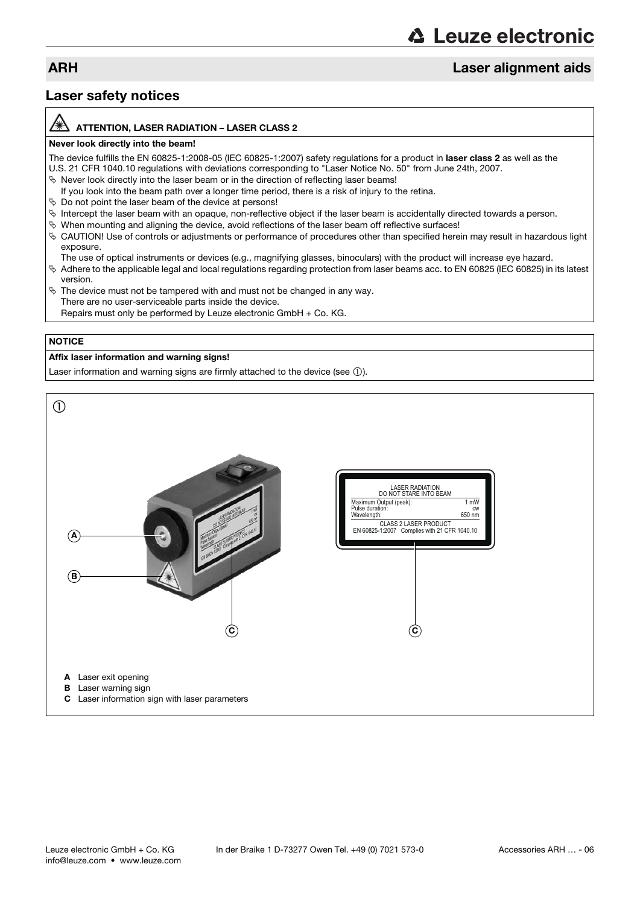# ARH — Laser alignment aids

## Laser safety notices

**ATTENTION, LASER RADIATION – LASER CLASS 2**

**Never look directly into the beam!**

The device fulfills the EN 60825-1:2008-05 (IEC 60825-1:2007) safety regulations for a product in **laser class 2** as well as the U.S. 21 CFR 1040.10 regulations with deviations corresponding to "Laser Notice No. 50" from June 24th, 2007.

- Never look directly into the laser beam or in the direction of reflecting laser beams!
  If you look into the beam path over a longer time period, there is a risk of injury to the retina.
- Do not point the laser beam of the device at persons!
- Intercept the laser beam with an opaque, non-reflective object if the laser beam is accidentally directed towards a person.
- When mounting and aligning the device, avoid reflections of the laser beam off reflective surfaces!
- CAUTION! Use of controls or adjustments or performance of procedures other than specified herein may result in hazardous light exposure.
  The use of optical instruments or devices (e.g., magnifying glasses, binoculars) with the product will increase eye hazard.
- Adhere to the applicable legal and local regulations regarding protection from laser beams acc. to EN 60825 (IEC 60825) in its latest version.
- The device must not be tampered with and must not be changed in any way.
  There are no user-serviceable parts inside the device.
  Repairs must only be performed by Leuze electronic GmbH + Co. KG.

**NOTICE**

**Affix laser information and warning signs!**

Laser information and warning signs are firmly attached to the device (see ①).

①

LASER RADIATION
DO NOT STARE INTO BEAM

| | |
|---|---|
| Maximum Output (peak): | 1 mW |
| Pulse duration: | cw |
| Wavelength: | 650 nm |

CLASS 2 LASER PRODUCT
EN 60825-1:2007 Complies with 21 CFR 1040.10

**A** Laser exit opening
**B** Laser warning sign
**C** Laser information sign with laser parameters